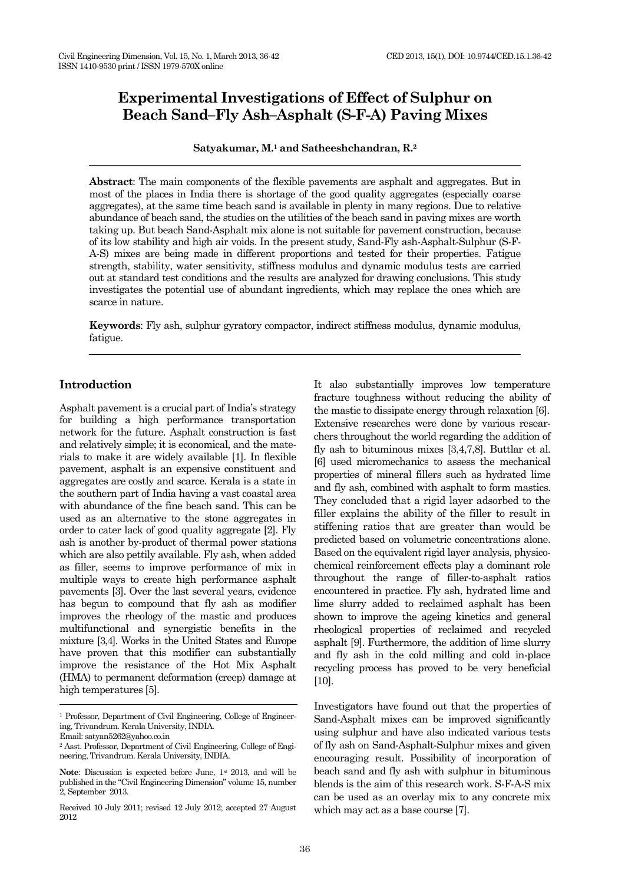# Experimental Investigations of Effect of Sulphur on Beach Sand–Fly Ash–Asphalt (S-F-A) Paving Mixes

**Satyakumar, M.[1] and Satheeshchandran, R.[2]**

**Abstract**: The main components of the flexible pavements are asphalt and aggregates. But in most of the places in India there is shortage of the good quality aggregates (especially coarse aggregates), at the same time beach sand is available in plenty in many regions. Due to relative abundance of beach sand, the studies on the utilities of the beach sand in paving mixes are worth taking up. But beach Sand-Asphalt mix alone is not suitable for pavement construction, because of its low stability and high air voids. In the present study, Sand-Fly ash-Asphalt-Sulphur (S-F-A-S) mixes are being made in different proportions and tested for their properties. Fatigue strength, stability, water sensitivity, stiffness modulus and dynamic modulus tests are carried out at standard test conditions and the results are analyzed for drawing conclusions. This study investigates the potential use of abundant ingredients, which may replace the ones which are scarce in nature.

**Keywords**: Fly ash, sulphur gyratory compactor, indirect stiffness modulus, dynamic modulus, fatigue.

## Introduction

Asphalt pavement is a crucial part of India's strategy for building a high performance transportation network for the future. Asphalt construction is fast and relatively simple; it is economical, and the materials to make it are widely available [1]. In flexible pavement, asphalt is an expensive constituent and aggregates are costly and scarce. Kerala is a state in the southern part of India having a vast coastal area with abundance of the fine beach sand. This can be used as an alternative to the stone aggregates in order to cater lack of good quality aggregate [2]. Fly ash is another by-product of thermal power stations which are also pettily available. Fly ash, when added as filler, seems to improve performance of mix in multiple ways to create high performance asphalt pavements [3]. Over the last several years, evidence has begun to compound that fly ash as modifier improves the rheology of the mastic and produces multifunctional and synergistic benefits in the mixture [3,4]. Works in the United States and Europe have proven that this modifier can substantially improve the resistance of the Hot Mix Asphalt (HMA) to permanent deformation (creep) damage at high temperatures [5].

It also substantially improves low temperature fracture toughness without reducing the ability of the mastic to dissipate energy through relaxation [6]. Extensive researches were done by various researchers throughout the world regarding the addition of fly ash to bituminous mixes [3,4,7,8]. Buttlar et al. [6] used micromechanics to assess the mechanical properties of mineral fillers such as hydrated lime and fly ash, combined with asphalt to form mastics. They concluded that a rigid layer adsorbed to the filler explains the ability of the filler to result in stiffening ratios that are greater than would be predicted based on volumetric concentrations alone. Based on the equivalent rigid layer analysis, physico-chemical reinforcement effects play a dominant role throughout the range of filler-to-asphalt ratios encountered in practice. Fly ash, hydrated lime and lime slurry added to reclaimed asphalt has been shown to improve the ageing kinetics and general rheological properties of reclaimed and recycled asphalt [9]. Furthermore, the addition of lime slurry and fly ash in the cold milling and cold in-place recycling process has proved to be very beneficial [10].

Investigators have found out that the properties of Sand-Asphalt mixes can be improved significantly using sulphur and have also indicated various tests of fly ash on Sand-Asphalt-Sulphur mixes and given encouraging result. Possibility of incorporation of beach sand and fly ash with sulphur in bituminous blends is the aim of this research work. S-F-A-S mix can be used as an overlay mix to any concrete mix which may act as a base course [7].

---

[1] Professor, Department of Civil Engineering, College of Engineering, Trivandrum. Kerala University, INDIA.
Email: satyan5262@yahoo.co.in

[2] Asst. Professor, Department of Civil Engineering, College of Engineering, Trivandrum. Kerala University, INDIA.

**Note**: Discussion is expected before June, 1st 2013, and will be published in the "Civil Engineering Dimension" volume 15, number 2, September 2013.

Received 10 July 2011; revised 12 July 2012; accepted 27 August 2012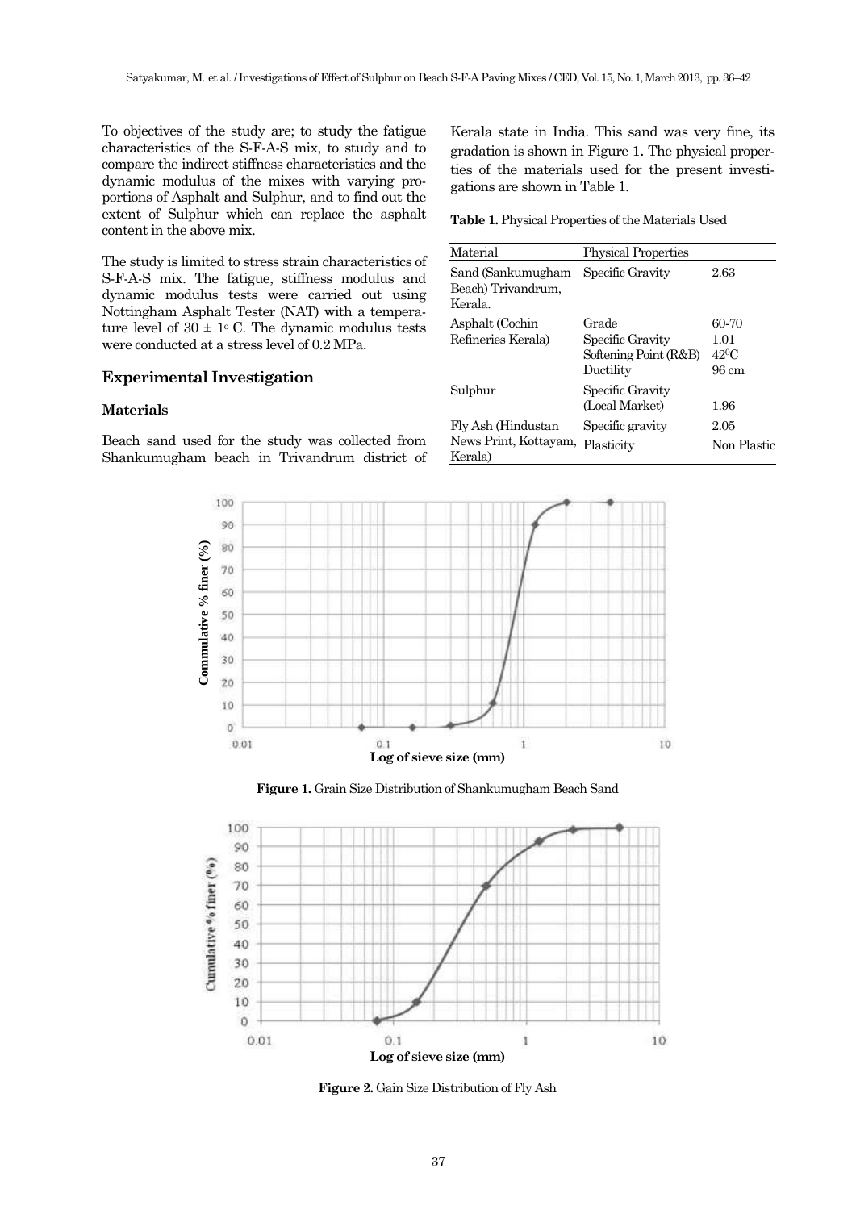To objectives of the study are; to study the fatigue characteristics of the S-F-A-S mix, to study and to compare the indirect stiffness characteristics and the dynamic modulus of the mixes with varying proportions of Asphalt and Sulphur, and to find out the extent of Sulphur which can replace the asphalt content in the above mix.

The study is limited to stress strain characteristics of S-F-A-S mix. The fatigue, stiffness modulus and dynamic modulus tests were carried out using Nottingham Asphalt Tester (NAT) with a temperature level of $30 \pm 1^{\circ}$ C. The dynamic modulus tests were conducted at a stress level of 0.2 MPa.

## Experimental Investigation

### Materials

Beach sand used for the study was collected from Shankumugham beach in Trivandrum district of Kerala state in India. This sand was very fine, its gradation is shown in Figure 1. The physical properties of the materials used for the present investigations are shown in Table 1.

**Table 1.** Physical Properties of the Materials Used

| Material | Physical Properties | |
|---|---|---|
| Sand (Sankumugham Beach) Trivandrum, Kerala. | Specific Gravity | 2.63 |
| Asphalt (Cochin Refineries Kerala) | Grade | 60-70 |
| | Specific Gravity | 1.01 |
| | Softening Point (R&B) | $42^{0}$C |
| | Ductility | 96 cm |
| Sulphur | Specific Gravity (Local Market) | 1.96 |
| Fly Ash (Hindustan News Print, Kottayam, Kerala) | Specific gravity | 2.05 |
| | Plasticity | Non Plastic |

**Figure 1.** Grain Size Distribution of Shankumugham Beach Sand

**Figure 2.** Gain Size Distribution of Fly Ash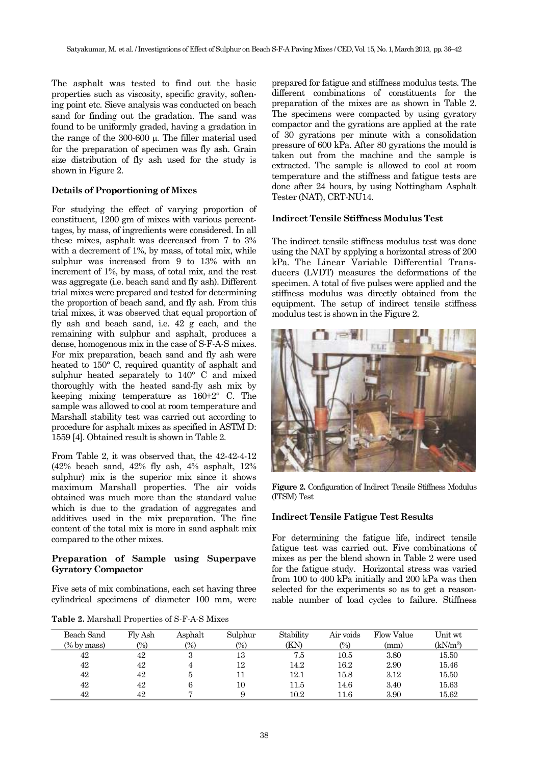The asphalt was tested to find out the basic properties such as viscosity, specific gravity, softening point etc. Sieve analysis was conducted on beach sand for finding out the gradation. The sand was found to be uniformly graded, having a gradation in the range of the 300-600 μ. The filler material used for the preparation of specimen was fly ash. Grain size distribution of fly ash used for the study is shown in Figure 2.

### Details of Proportioning of Mixes

For studying the effect of varying proportion of constituent, 1200 gm of mixes with various percentages, by mass, of ingredients were considered. In all these mixes, asphalt was decreased from 7 to 3% with a decrement of 1%, by mass, of total mix, while sulphur was increased from 9 to 13% with an increment of 1%, by mass, of total mix, and the rest was aggregate (i.e. beach sand and fly ash). Different trial mixes were prepared and tested for determining the proportion of beach sand, and fly ash. From this trial mixes, it was observed that equal proportion of fly ash and beach sand, i.e. 42 g each, and the remaining with sulphur and asphalt, produces a dense, homogenous mix in the case of S-F-A-S mixes. For mix preparation, beach sand and fly ash were heated to 150° C, required quantity of asphalt and sulphur heated separately to 140° C and mixed thoroughly with the heated sand-fly ash mix by keeping mixing temperature as 160±2° C. The sample was allowed to cool at room temperature and Marshall stability test was carried out according to procedure for asphalt mixes as specified in ASTM D: 1559 [4]. Obtained result is shown in Table 2.

From Table 2, it was observed that, the 42-42-4-12 (42% beach sand, 42% fly ash, 4% asphalt, 12% sulphur) mix is the superior mix since it shows maximum Marshall properties. The air voids obtained was much more than the standard value which is due to the gradation of aggregates and additives used in the mix preparation. The fine content of the total mix is more in sand asphalt mix compared to the other mixes.

### Preparation of Sample using Superpave Gyratory Compactor

Five sets of mix combinations, each set having three cylindrical specimens of diameter 100 mm, were prepared for fatigue and stiffness modulus tests. The different combinations of constituents for the preparation of the mixes are as shown in Table 2. The specimens were compacted by using gyratory compactor and the gyrations are applied at the rate of 30 gyrations per minute with a consolidation pressure of 600 kPa. After 80 gyrations the mould is taken out from the machine and the sample is extracted. The sample is allowed to cool at room temperature and the stiffness and fatigue tests are done after 24 hours, by using Nottingham Asphalt Tester (NAT), CRT-NU14.

### Indirect Tensile Stiffness Modulus Test

The indirect tensile stiffness modulus test was done using the NAT by applying a horizontal stress of 200 kPa. The Linear Variable Differential Transducers (LVDT) measures the deformations of the specimen. A total of five pulses were applied and the stiffness modulus was directly obtained from the equipment. The setup of indirect tensile stiffness modulus test is shown in the Figure 2.

**Figure 2.** Configuration of Indirect Tensile Stiffness Modulus (ITSM) Test

### Indirect Tensile Fatigue Test Results

For determining the fatigue life, indirect tensile fatigue test was carried out. Five combinations of mixes as per the blend shown in Table 2 were used for the fatigue study. Horizontal stress was varied from 100 to 400 kPa initially and 200 kPa was then selected for the experiments so as to get a reasonable number of load cycles to failure. Stiffness

**Table 2.** Marshall Properties of S-F-A-S Mixes

| Beach Sand (% by mass) | Fly Ash (%) | Asphalt (%) | Sulphur (%) | Stability (KN) | Air voids (%) | Flow Value (mm) | Unit wt (kN/m$^3$) |
|---|---|---|---|---|---|---|---|
| 42 | 42 | 3 | 13 | 7.5 | 10.5 | 3.80 | 15.50 |
| 42 | 42 | 4 | 12 | 14.2 | 16.2 | 2.90 | 15.46 |
| 42 | 42 | 5 | 11 | 12.1 | 15.8 | 3.12 | 15.50 |
| 42 | 42 | 6 | 10 | 11.5 | 14.6 | 3.40 | 15.63 |
| 42 | 42 | 7 | 9 | 10.2 | 11.6 | 3.90 | 15.62 |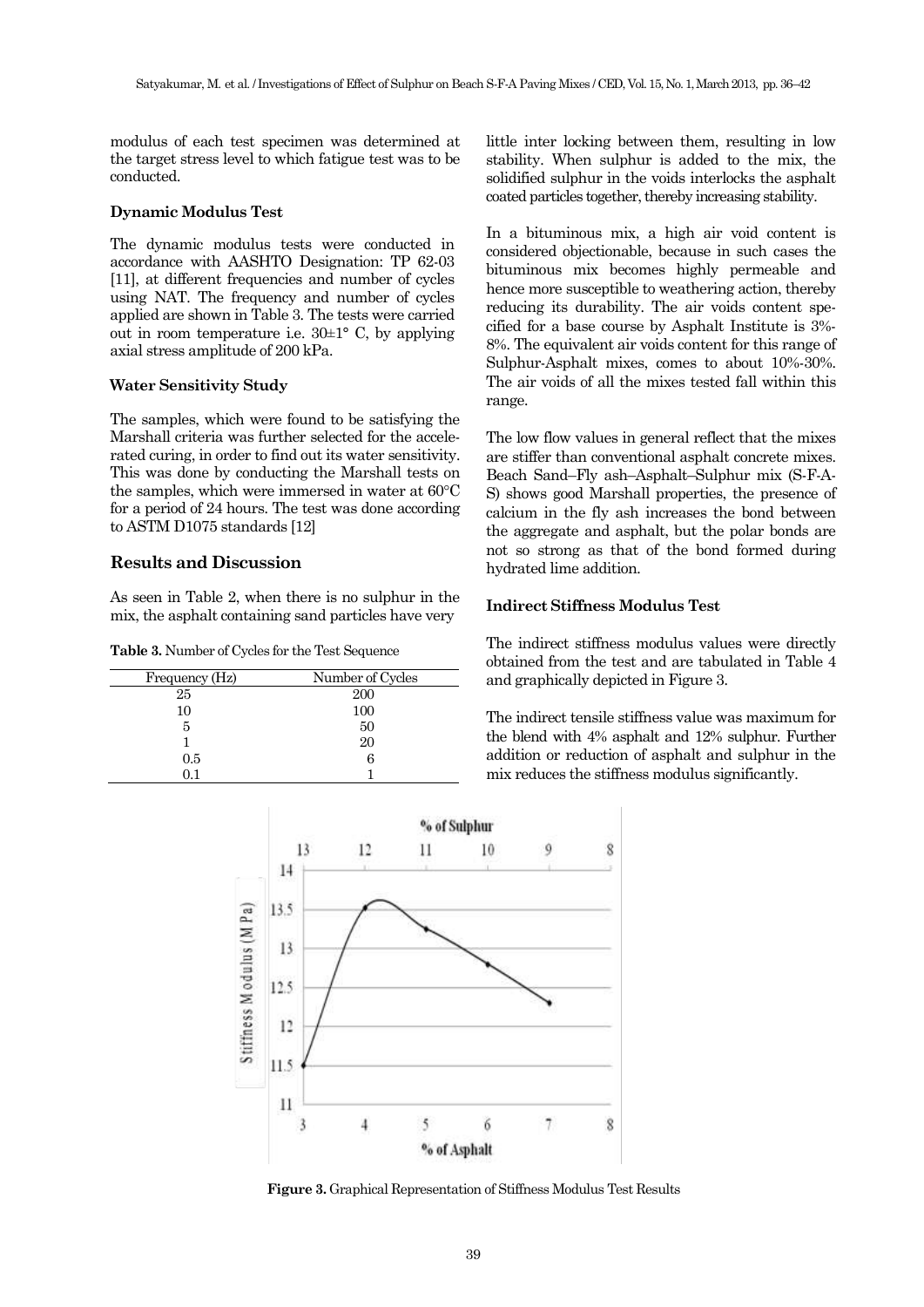modulus of each test specimen was determined at the target stress level to which fatigue test was to be conducted.

### Dynamic Modulus Test

The dynamic modulus tests were conducted in accordance with AASHTO Designation: TP 62-03 [11], at different frequencies and number of cycles using NAT. The frequency and number of cycles applied are shown in Table 3. The tests were carried out in room temperature i.e. 30±1° C, by applying axial stress amplitude of 200 kPa.

### Water Sensitivity Study

The samples, which were found to be satisfying the Marshall criteria was further selected for the accelerated curing, in order to find out its water sensitivity. This was done by conducting the Marshall tests on the samples, which were immersed in water at 60°C for a period of 24 hours. The test was done according to ASTM D1075 standards [12]

## Results and Discussion

As seen in Table 2, when there is no sulphur in the mix, the asphalt containing sand particles have very little inter locking between them, resulting in low stability. When sulphur is added to the mix, the solidified sulphur in the voids interlocks the asphalt coated particles together, thereby increasing stability.

**Table 3.** Number of Cycles for the Test Sequence

| Frequency (Hz) | Number of Cycles |
|---|---|
| 25 | 200 |
| 10 | 100 |
| 5 | 50 |
| 1 | 20 |
| 0.5 | 6 |
| 0.1 | 1 |

In a bituminous mix, a high air void content is considered objectionable, because in such cases the bituminous mix becomes highly permeable and hence more susceptible to weathering action, thereby reducing its durability. The air voids content specified for a base course by Asphalt Institute is 3%-8%. The equivalent air voids content for this range of Sulphur-Asphalt mixes, comes to about 10%-30%. The air voids of all the mixes tested fall within this range.

The low flow values in general reflect that the mixes are stiffer than conventional asphalt concrete mixes. Beach Sand–Fly ash–Asphalt–Sulphur mix (S-F-A-S) shows good Marshall properties, the presence of calcium in the fly ash increases the bond between the aggregate and asphalt, but the polar bonds are not so strong as that of the bond formed during hydrated lime addition.

### Indirect Stiffness Modulus Test

The indirect stiffness modulus values were directly obtained from the test and are tabulated in Table 4 and graphically depicted in Figure 3.

The indirect tensile stiffness value was maximum for the blend with 4% asphalt and 12% sulphur. Further addition or reduction of asphalt and sulphur in the mix reduces the stiffness modulus significantly.

**Figure 3.** Graphical Representation of Stiffness Modulus Test Results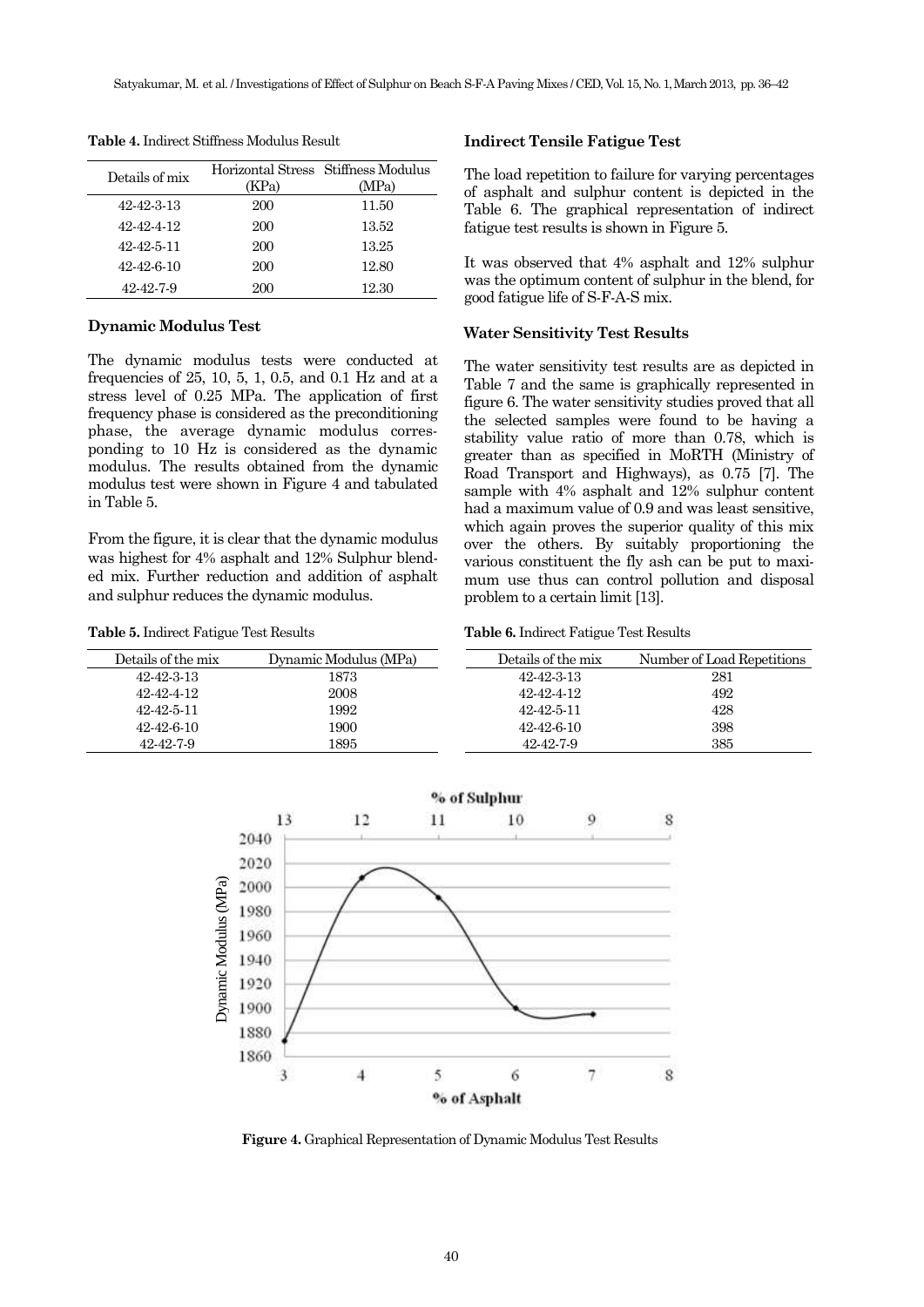**Table 4.** Indirect Stiffness Modulus Result

| Details of mix | Horizontal Stress (KPa) | Stiffness Modulus (MPa) |
|---|---|---|
| 42-42-3-13 | 200 | 11.50 |
| 42-42-4-12 | 200 | 13.52 |
| 42-42-5-11 | 200 | 13.25 |
| 42-42-6-10 | 200 | 12.80 |
| 42-42-7-9 | 200 | 12.30 |

### Dynamic Modulus Test

The dynamic modulus tests were conducted at frequencies of 25, 10, 5, 1, 0.5, and 0.1 Hz and at a stress level of 0.25 MPa. The application of first frequency phase is considered as the preconditioning phase, the average dynamic modulus corresponding to 10 Hz is considered as the dynamic modulus. The results obtained from the dynamic modulus test were shown in Figure 4 and tabulated in Table 5.

From the figure, it is clear that the dynamic modulus was highest for 4% asphalt and 12% Sulphur blended mix. Further reduction and addition of asphalt and sulphur reduces the dynamic modulus.

**Table 5.** Indirect Fatigue Test Results

| Details of the mix | Dynamic Modulus (MPa) |
|---|---|
| 42-42-3-13 | 1873 |
| 42-42-4-12 | 2008 |
| 42-42-5-11 | 1992 |
| 42-42-6-10 | 1900 |
| 42-42-7-9 | 1895 |

### Indirect Tensile Fatigue Test

The load repetition to failure for varying percentages of asphalt and sulphur content is depicted in the Table 6. The graphical representation of indirect fatigue test results is shown in Figure 5.

It was observed that 4% asphalt and 12% sulphur was the optimum content of sulphur in the blend, for good fatigue life of S-F-A-S mix.

### Water Sensitivity Test Results

The water sensitivity test results are as depicted in Table 7 and the same is graphically represented in figure 6. The water sensitivity studies proved that all the selected samples were found to be having a stability value ratio of more than 0.78, which is greater than as specified in MoRTH (Ministry of Road Transport and Highways), as 0.75 [7]. The sample with 4% asphalt and 12% sulphur content had a maximum value of 0.9 and was least sensitive, which again proves the superior quality of this mix over the others. By suitably proportioning the various constituent the fly ash can be put to maximum use thus can control pollution and disposal problem to a certain limit [13].

**Table 6.** Indirect Fatigue Test Results

| Details of the mix | Number of Load Repetitions |
|---|---|
| 42-42-3-13 | 281 |
| 42-42-4-12 | 492 |
| 42-42-5-11 | 428 |
| 42-42-6-10 | 398 |
| 42-42-7-9 | 385 |

**Figure 4.** Graphical Representation of Dynamic Modulus Test Results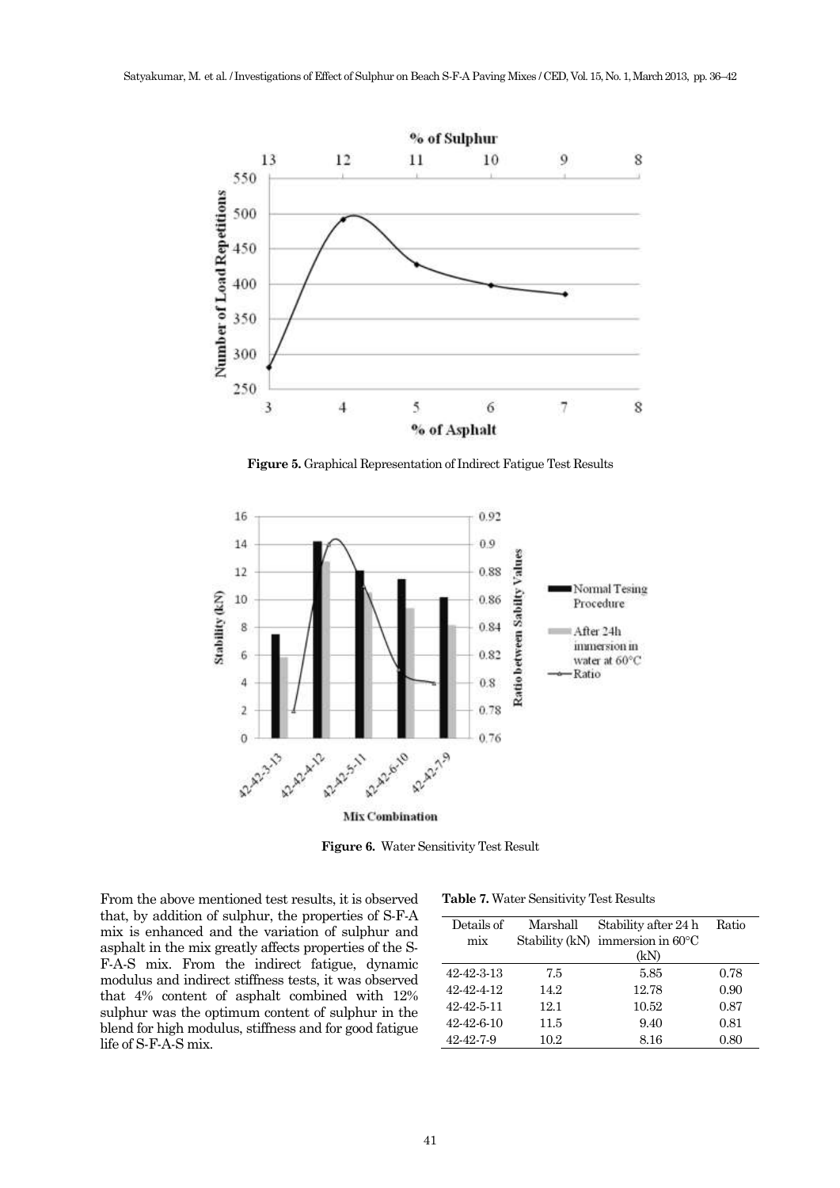**Figure 5.** Graphical Representation of Indirect Fatigue Test Results

**Figure 6.** Water Sensitivity Test Result

From the above mentioned test results, it is observed that, by addition of sulphur, the properties of S-F-A mix is enhanced and the variation of sulphur and asphalt in the mix greatly affects properties of the S-F-A-S mix. From the indirect fatigue, dynamic modulus and indirect stiffness tests, it was observed that 4% content of asphalt combined with 12% sulphur was the optimum content of sulphur in the blend for high modulus, stiffness and for good fatigue life of S-F-A-S mix.

**Table 7.** Water Sensitivity Test Results

| Details of mix | Marshall Stability (kN) | Stability after 24 h immersion in 60°C (kN) | Ratio |
|---|---|---|---|
| 42-42-3-13 | 7.5 | 5.85 | 0.78 |
| 42-42-4-12 | 14.2 | 12.78 | 0.90 |
| 42-42-5-11 | 12.1 | 10.52 | 0.87 |
| 42-42-6-10 | 11.5 | 9.40 | 0.81 |
| 42-42-7-9 | 10.2 | 8.16 | 0.80 |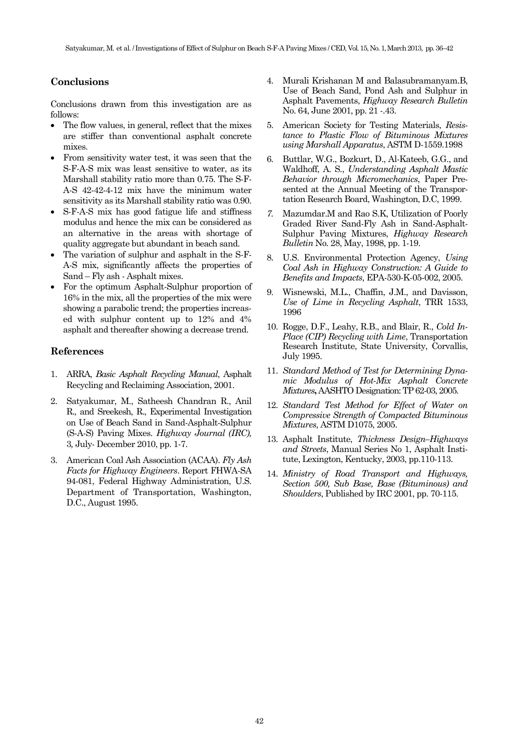## Conclusions

Conclusions drawn from this investigation are as follows:

- The flow values, in general, reflect that the mixes are stiffer than conventional asphalt concrete mixes.
- From sensitivity water test, it was seen that the S-F-A-S mix was least sensitive to water, as its Marshall stability ratio more than 0.75. The S-F-A-S 42-42-4-12 mix have the minimum water sensitivity as its Marshall stability ratio was 0.90.
- S-F-A-S mix has good fatigue life and stiffness modulus and hence the mix can be considered as an alternative in the areas with shortage of quality aggregate but abundant in beach sand.
- The variation of sulphur and asphalt in the S-F-A-S mix, significantly affects the properties of Sand – Fly ash - Asphalt mixes.
- For the optimum Asphalt-Sulphur proportion of 16% in the mix, all the properties of the mix were showing a parabolic trend; the properties increased with sulphur content up to 12% and 4% asphalt and thereafter showing a decrease trend.

## References

1. ARRA, *Basic Asphalt Recycling Manual*, Asphalt Recycling and Reclaiming Association, 2001.
2. Satyakumar, M., Satheesh Chandran R., Anil R., and Sreekesh, R., Experimental Investigation on Use of Beach Sand in Sand-Asphalt-Sulphur (S-A-S) Paving Mixes. *Highway Journal (IRC),* 3*,* July- December 2010, pp. 1-7.
3. American Coal Ash Association (ACAA). *Fly Ash Facts for Highway Engineers*. Report FHWA-SA 94-081, Federal Highway Administration, U.S. Department of Transportation, Washington, D.C., August 1995.
4. Murali Krishanan M and Balasubramanyam.B, Use of Beach Sand, Pond Ash and Sulphur in Asphalt Pavements, *Highway Research Bulletin* No. 64, June 2001, pp. 21 -.43.
5. American Society for Testing Materials, *Resistance to Plastic Flow of Bituminous Mixtures using Marshall Apparatus*, ASTM D-1559.1998
6. Buttlar, W.G., Bozkurt, D., Al-Kateeb, G.G., and Waldhoff, A. S., *Understanding Asphalt Mastic Behavior through Micromechanics*, Paper Presented at the Annual Meeting of the Transportation Research Board, Washington, D.C, 1999.
7. Mazumdar.M and Rao S.K, Utilization of Poorly Graded River Sand-Fly Ash in Sand-Asphalt-Sulphur Paving Mixtures, *Highway Research Bulletin* No. 28, May, 1998, pp. 1-19.
8. U.S. Environmental Protection Agency, *Using Coal Ash in Highway Construction: A Guide to Benefits and Impacts*, EPA-530-K-05-002, 2005.
9. Wisnewski, M.L., Chaffin, J.M., and Davisson, *Use of Lime in Recycling Asphalt*, TRR 1533, 1996
10. Rogge, D.F., Leahy, R.B., and Blair, R., *Cold In-Place (CIP) Recycling with Lime*, Transportation Research Institute, State University, Corvallis, July 1995.
11. *Standard Method of Test for Determining Dynamic Modulus of Hot-Mix Asphalt Concrete Mixtures***,** AASHTO Designation: TP 62-03, 2005.
12. *Standard Test Method for Effect of Water on Compressive Strength of Compacted Bituminous Mixtures*, ASTM D1075, 2005.
13. Asphalt Institute, *Thickness Design–Highways and Streets*, Manual Series No 1, Asphalt Institute, Lexington, Kentucky, 2003, pp.110-113.
14. *Ministry of Road Transport and Highways, Section 500, Sub Base, Base (Bituminous) and Shoulders*, Published by IRC 2001, pp. 70-115.